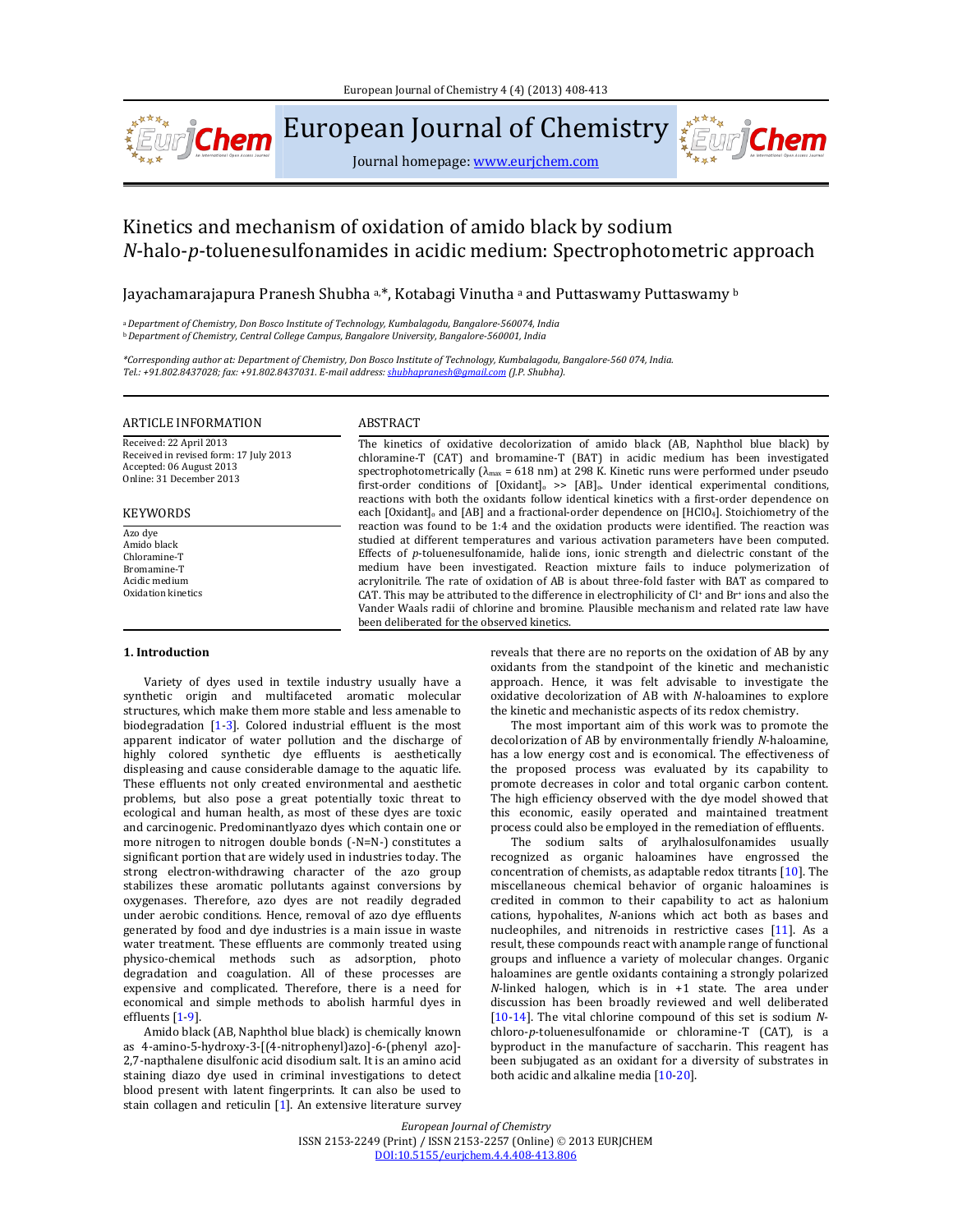# Kinetics and mechanism of oxidation of amido black by sodium *N*-halo-*p*-toluenesulfonamides in acidic medium: Spectrophotometric approach

Jayachamarajapura Pranesh Shubha [a,*], Kotabagi Vinutha [a] and Puttaswamy Puttaswamy [b]

[a] *Department of Chemistry, Don Bosco Institute of Technology, Kumbalagodu, Bangalore-560074, India*
[b] *Department of Chemistry, Central College Campus, Bangalore University, Bangalore-560001, India*

*\*Corresponding author at: Department of Chemistry, Don Bosco Institute of Technology, Kumbalagodu, Bangalore-560 074, India. Tel.: +91.802.8437028; fax: +91.802.8437031. E-mail address: shubhapranesh@gmail.com (J.P. Shubha).*

## ARTICLE INFORMATION

Received: 22 April 2013
Received in revised form: 17 July 2013
Accepted: 06 August 2013
Online: 31 December 2013

## KEYWORDS

Azo dye
Amido black
Chloramine-T
Bromamine-T
Acidic medium
Oxidation kinetics

## ABSTRACT

The kinetics of oxidative decolorization of amido black (AB, Naphthol blue black) by chloramine-T (CAT) and bromamine-T (BAT) in acidic medium has been investigated spectrophotometrically ($\lambda_{max}$ = 618 nm) at 298 K. Kinetic runs were performed under pseudo first-order conditions of $[Oxidant]_o >> [AB]_o$. Under identical experimental conditions, reactions with both the oxidants follow identical kinetics with a first-order dependence on each $[Oxidant]_o$ and [AB] and a fractional-order dependence on $[HClO_4]$. Stoichiometry of the reaction was found to be 1:4 and the oxidation products were identified. The reaction was studied at different temperatures and various activation parameters have been computed. Effects of *p*-toluenesulfonamide, halide ions, ionic strength and dielectric constant of the medium have been investigated. Reaction mixture fails to induce polymerization of acrylonitrile. The rate of oxidation of AB is about three-fold faster with BAT as compared to CAT. This may be attributed to the difference in electrophilicity of $Cl^+$ and $Br^+$ ions and also the Vander Waals radii of chlorine and bromine. Plausible mechanism and related rate law have been deliberated for the observed kinetics.

## 1. Introduction

Variety of dyes used in textile industry usually have a synthetic origin and multifaceted aromatic molecular structures, which make them more stable and less amenable to biodegradation [1-3]. Colored industrial effluent is the most apparent indicator of water pollution and the discharge of highly colored synthetic dye effluents is aesthetically displeasing and cause considerable damage to the aquatic life. These effluents not only created environmental and aesthetic problems, but also pose a great potentially toxic threat to ecological and human health, as most of these dyes are toxic and carcinogenic. Predominantlyazo dyes which contain one or more nitrogen to nitrogen double bonds (-N=N-) constitutes a significant portion that are widely used in industries today. The strong electron-withdrawing character of the azo group stabilizes these aromatic pollutants against conversions by oxygenases. Therefore, azo dyes are not readily degraded under aerobic conditions. Hence, removal of azo dye effluents generated by food and dye industries is a main issue in waste water treatment. These effluents are commonly treated using physico-chemical methods such as adsorption, photo degradation and coagulation. All of these processes are expensive and complicated. Therefore, there is a need for economical and simple methods to abolish harmful dyes in effluents [1-9].

Amido black (AB, Naphthol blue black) is chemically known as 4-amino-5-hydroxy-3-[(4-nitrophenyl)azo]-6-(phenyl azo]-2,7-napthalene disulfonic acid disodium salt. It is an amino acid staining diazo dye used in criminal investigations to detect blood present with latent fingerprints. It can also be used to stain collagen and reticulin [1]. An extensive literature survey reveals that there are no reports on the oxidation of AB by any oxidants from the standpoint of the kinetic and mechanistic approach. Hence, it was felt advisable to investigate the oxidative decolorization of AB with *N*-haloamines to explore the kinetic and mechanistic aspects of its redox chemistry.

The most important aim of this work was to promote the decolorization of AB by environmentally friendly *N*-haloamine, has a low energy cost and is economical. The effectiveness of the proposed process was evaluated by its capability to promote decreases in color and total organic carbon content. The high efficiency observed with the dye model showed that this economic, easily operated and maintained treatment process could also be employed in the remediation of effluents.

The sodium salts of arylhalosulfonamides usually recognized as organic haloamines have engrossed the concentration of chemists, as adaptable redox titrants [10]. The miscellaneous chemical behavior of organic haloamines is credited in common to their capability to act as halonium cations, hypohalites, *N*-anions which act both as bases and nucleophiles, and nitrenoids in restrictive cases [11]. As a result, these compounds react with anample range of functional groups and influence a variety of molecular changes. Organic haloamines are gentle oxidants containing a strongly polarized *N*-linked halogen, which is in +1 state. The area under discussion has been broadly reviewed and well deliberated [10-14]. The vital chlorine compound of this set is sodium *N*-chloro-*p*-toluenesulfonamide or chloramine-T (CAT), is a byproduct in the manufacture of saccharin. This reagent has been subjugated as an oxidant for a diversity of substrates in both acidic and alkaline media [10-20].

*European Journal of Chemistry*
ISSN 2153-2249 (Print) / ISSN 2153-2257 (Online) © 2013 EURJCHEM
DOI:10.5155/eurjchem.4.4.408-413.806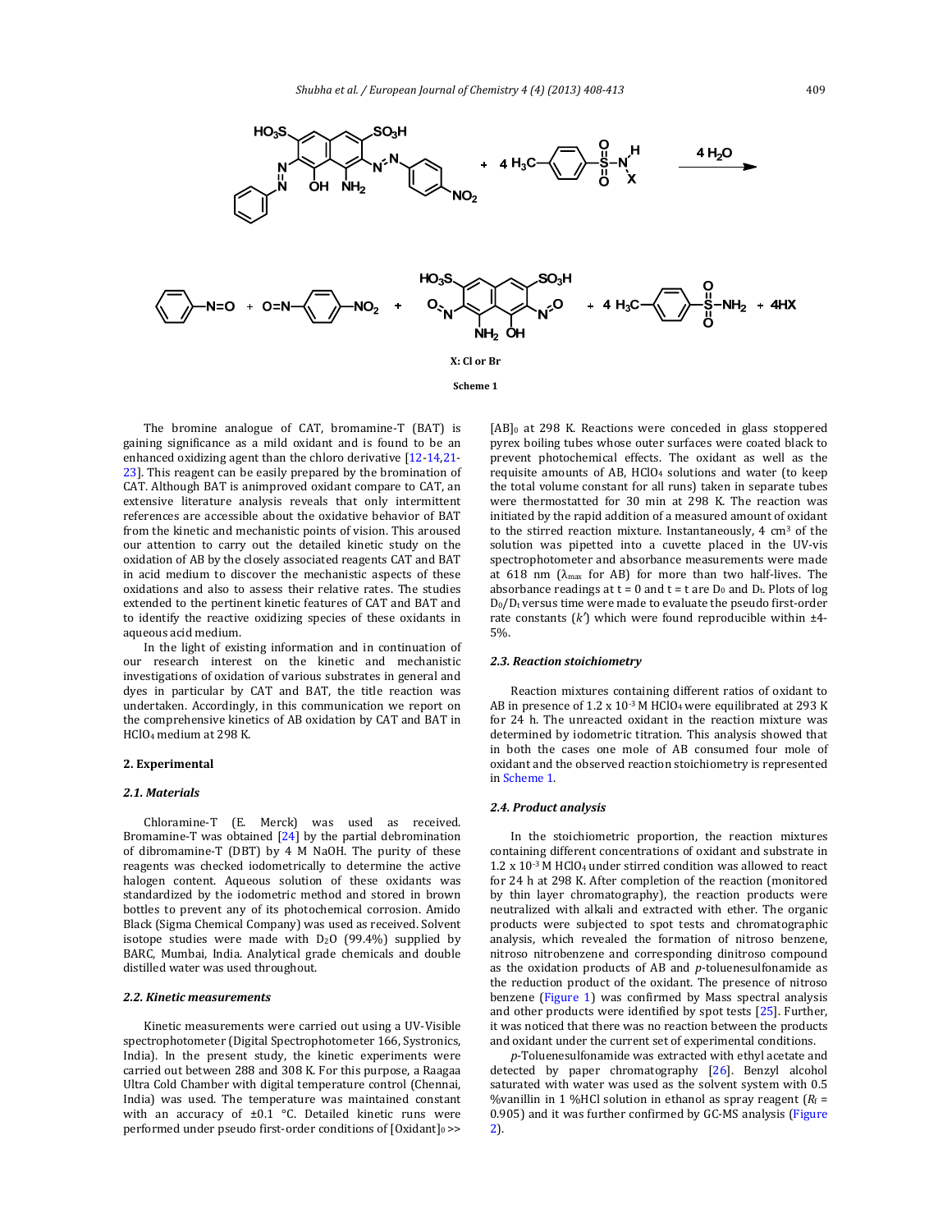**Scheme 1**

X: Cl or Br

The bromine analogue of CAT, bromamine-T (BAT) is gaining significance as a mild oxidant and is found to be an enhanced oxidizing agent than the chloro derivative [12-14,21-23]. This reagent can be easily prepared by the bromination of CAT. Although BAT is animproved oxidant compare to CAT, an extensive literature analysis reveals that only intermittent references are accessible about the oxidative behavior of BAT from the kinetic and mechanistic points of vision. This aroused our attention to carry out the detailed kinetic study on the oxidation of AB by the closely associated reagents CAT and BAT in acid medium to discover the mechanistic aspects of these oxidations and also to assess their relative rates. The studies extended to the pertinent kinetic features of CAT and BAT and to identify the reactive oxidizing species of these oxidants in aqueous acid medium.

In the light of existing information and in continuation of our research interest on the kinetic and mechanistic investigations of oxidation of various substrates in general and dyes in particular by CAT and BAT, the title reaction was undertaken. Accordingly, in this communication we report on the comprehensive kinetics of AB oxidation by CAT and BAT in $HClO_4$ medium at 298 K.

## 2. Experimental

### 2.1. Materials

Chloramine-T (E. Merck) was used as received. Bromamine-T was obtained [24] by the partial debromination of dibromamine-T (DBT) by 4 M NaOH. The purity of these reagents was checked iodometrically to determine the active halogen content. Aqueous solution of these oxidants was standardized by the iodometric method and stored in brown bottles to prevent any of its photochemical corrosion. Amido Black (Sigma Chemical Company) was used as received. Solvent isotope studies were made with $D_2O$ (99.4%) supplied by BARC, Mumbai, India. Analytical grade chemicals and double distilled water was used throughout.

### 2.2. Kinetic measurements

Kinetic measurements were carried out using a UV-Visible spectrophotometer (Digital Spectrophotometer 166, Systronics, India). In the present study, the kinetic experiments were carried out between 288 and 308 K. For this purpose, a Raagaa Ultra Cold Chamber with digital temperature control (Chennai, India) was used. The temperature was maintained constant with an accuracy of ±0.1 °C. Detailed kinetic runs were performed under pseudo first-order conditions of $[\text{Oxidant}]_0 >> [\text{AB}]_0$ at 298 K. Reactions were conceded in glass stoppered pyrex boiling tubes whose outer surfaces were coated black to prevent photochemical effects. The oxidant as well as the requisite amounts of AB, $HClO_4$ solutions and water (to keep the total volume constant for all runs) taken in separate tubes were thermostatted for 30 min at 298 K. The reaction was initiated by the rapid addition of a measured amount of oxidant to the stirred reaction mixture. Instantaneously, 4 cm$^3$ of the solution was pipetted into a cuvette placed in the UV-vis spectrophotometer and absorbance measurements were made at 618 nm ($\lambda_{max}$ for AB) for more than two half-lives. The absorbance readings at t = 0 and t = t are $D_0$ and $D_t$. Plots of log $D_0/D_t$ versus time were made to evaluate the pseudo first-order rate constants ($k'$) which were found reproducible within ±4-5%.

### 2.3. Reaction stoichiometry

Reaction mixtures containing different ratios of oxidant to AB in presence of $1.2 \times 10^{-3}$ M $HClO_4$ were equilibrated at 293 K for 24 h. The unreacted oxidant in the reaction mixture was determined by iodometric titration. This analysis showed that in both the cases one mole of AB consumed four mole of oxidant and the observed reaction stoichiometry is represented in Scheme 1.

### 2.4. Product analysis

In the stoichiometric proportion, the reaction mixtures containing different concentrations of oxidant and substrate in $1.2 \times 10^{-3}$ M $HClO_4$ under stirred condition was allowed to react for 24 h at 298 K. After completion of the reaction (monitored by thin layer chromatography), the reaction products were neutralized with alkali and extracted with ether. The organic products were subjected to spot tests and chromatographic analysis, which revealed the formation of nitroso benzene, nitroso nitrobenzene and corresponding dinitroso compound as the oxidation products of AB and *p*-toluenesulfonamide as the reduction product of the oxidant. The presence of nitroso benzene (Figure 1) was confirmed by Mass spectral analysis and other products were identified by spot tests [25]. Further, it was noticed that there was no reaction between the products and oxidant under the current set of experimental conditions.

*p*-Toluenesulfonamide was extracted with ethyl acetate and detected by paper chromatography [26]. Benzyl alcohol saturated with water was used as the solvent system with 0.5 %vanillin in 1 %HCl solution in ethanol as spray reagent ($R_f$ = 0.905) and it was further confirmed by GC-MS analysis (Figure 2).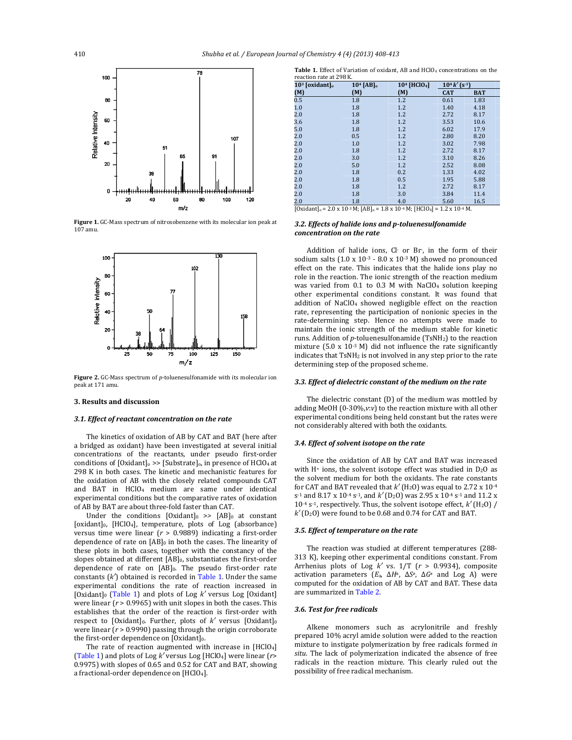Figure 1. GC-Mass spectrum of nitrosobenzene with its molecular ion peak at 107 amu.

Figure 2. GC-Mass spectrum of *p*-toluenesulfonamide with its molecular ion peak at 171 amu.

## 3. Results and discussion

### 3.1. Effect of reactant concentration on the rate

The kinetics of oxidation of AB by CAT and BAT (here after a bridged as oxidant) have been investigated at several initial concentrations of the reactants, under pseudo first-order conditions of $[\text{Oxidant}]_o >> [\text{Substrate}]_o$, in presence of $HClO_4$ at 298 K in both cases. The kinetic and mechanistic features for the oxidation of AB with the closely related compounds CAT and BAT in $HClO_4$ medium are same under identical experimental conditions but the comparative rates of oxidation of AB by BAT are about three-fold faster than CAT.

Under the conditions $[\text{Oxidant}]_0 >> [\text{AB}]_0$ at constant $[\text{oxidant}]_0$, $[HClO_4]$, temperature, plots of Log (absorbance) versus time were linear ($r > 0.9889$) indicating a first-order dependence of rate on $[\text{AB}]_0$ in both the cases. The linearity of these plots in both cases, together with the constancy of the slopes obtained at different $[\text{AB}]_0$, substantiates the first-order dependence of rate on $[\text{AB}]_0$. The pseudo first-order rate constants ($k'$) obtained is recorded in Table 1. Under the same experimental conditions the rate of reaction increased in $[\text{Oxidant}]_0$ (Table 1) and plots of Log $k'$ versus Log [Oxidant] were linear ($r > 0.9965$) with unit slopes in both the cases. This establishes that the order of the reaction is first-order with respect to $[\text{Oxidant}]_0$. Further, plots of $k'$ versus $[\text{Oxidant}]_0$ were linear ($r > 0.9990$) passing through the origin corroborate the first-order dependence on $[\text{Oxidant}]_0$.

The rate of reaction augmented with increase in $[HClO_4]$ (Table 1) and plots of Log $k'$ versus Log $[HClO_4]$ were linear ($r > 0.9975$) with slopes of 0.65 and 0.52 for CAT and BAT, showing a fractional-order dependence on $[HClO_4]$.

**Table 1.** Effect of Variation of oxidant, AB and $HClO_4$ concentrations on the reaction rate at 298 K.

| $10^3$ [oxidant]$_o$ (M) | $10^4$ [AB]$_o$ (M) | $10^4$ [$HClO_4$] (M) | $10^4 k'$ ($s^{-1}$) | |
|---|---|---|---|---|
| | | | CAT | BAT |
| 0.5 | 1.8 | 1.2 | 0.61 | 1.83 |
| 1.0 | 1.8 | 1.2 | 1.40 | 4.18 |
| 2.0 | 1.8 | 1.2 | 2.72 | 8.17 |
| 3.6 | 1.8 | 1.2 | 3.53 | 10.6 |
| 5.0 | 1.8 | 1.2 | 6.02 | 17.9 |
| 2.0 | 0.5 | 1.2 | 2.80 | 8.20 |
| 2.0 | 1.0 | 1.2 | 3.02 | 7.98 |
| 2.0 | 1.8 | 1.2 | 2.72 | 8.17 |
| 2.0 | 3.0 | 1.2 | 3.10 | 8.26 |
| 2.0 | 5.0 | 1.2 | 2.52 | 8.08 |
| 2.0 | 1.8 | 0.2 | 1.33 | 4.02 |
| 2.0 | 1.8 | 0.5 | 1.95 | 5.88 |
| 2.0 | 1.8 | 1.2 | 2.72 | 8.17 |
| 2.0 | 1.8 | 3.0 | 3.84 | 11.4 |
| 2.0 | 1.8 | 4.0 | 5.60 | 16.5 |

$[\text{Oxidant}]_o = 2.0 \times 10^{-3}$ M; $[\text{AB}]_o = 1.8 \times 10^{-4}$ M; $[HClO_4] = 1.2 \times 10^{-4}$ M.

### 3.2. Effects of halide ions and *p*-toluenesulfonamide concentration on the rate

Addition of halide ions, $Cl^-$ or $Br^-$, in the form of their sodium salts ($1.0 \times 10^{-3}$ - $8.0 \times 10^{-3}$ M) showed no pronounced effect on the rate. This indicates that the halide ions play no role in the reaction. The ionic strength of the reaction medium was varied from 0.1 to 0.3 M with $NaClO_4$ solution keeping other experimental conditions constant. It was found that addition of $NaClO_4$ showed negligible effect on the reaction rate, representing the participation of nonionic species in the rate-determining step. Hence no attempts were made to maintain the ionic strength of the medium stable for kinetic runs. Addition of *p*-toluenesulfonamide ($TsNH_2$) to the reaction mixture ($5.0 \times 10^{-3}$ M) did not influence the rate significantly indicates that $TsNH_2$ is not involved in any step prior to the rate determining step of the proposed scheme.

### 3.3. Effect of dielectric constant of the medium on the rate

The dielectric constant (D) of the medium was mottled by adding MeOH (0-30%,*v*:*v*) to the reaction mixture with all other experimental conditions being held constant but the rates were not considerably altered with both the oxidants.

### 3.4. Effect of solvent isotope on the rate

Since the oxidation of AB by CAT and BAT was increased with $H^+$ ions, the solvent isotope effect was studied in $D_2O$ as the solvent medium for both the oxidants. The rate constants for CAT and BAT revealed that $k'(H_2O)$ was equal to $2.72 \times 10^{-4}$ $s^{-1}$ and $8.17 \times 10^{-4}$ $s^{-1}$, and $k'(D_2O)$ was $2.95 \times 10^{-4}$ $s^{-1}$ and $11.2 \times 10^{-4}$ $s^{-1}$, respectively. Thus, the solvent isotope effect, $k'(H_2O)$ / $k'(D_2O)$ were found to be 0.68 and 0.74 for CAT and BAT.

### 3.5. Effect of temperature on the rate

The reaction was studied at different temperatures (288-313 K), keeping other experimental conditions constant. From Arrhenius plots of Log $k'$ vs. 1/T ($r > 0.9934$), composite activation parameters ($E_a$, $\Delta H^{\neq}$, $\Delta S^{\neq}$, $\Delta G^{\neq}$ and Log A) were computed for the oxidation of AB by CAT and BAT. These data are summarized in Table 2.

### 3.6. Test for free radicals

Alkene monomers such as acrylonitrile and freshly prepared 10% acryl amide solution were added to the reaction mixture to instigate polymerization by free radicals formed *in situ*. The lack of polymerization indicated the absence of free radicals in the reaction mixture. This clearly ruled out the possibility of free radical mechanism.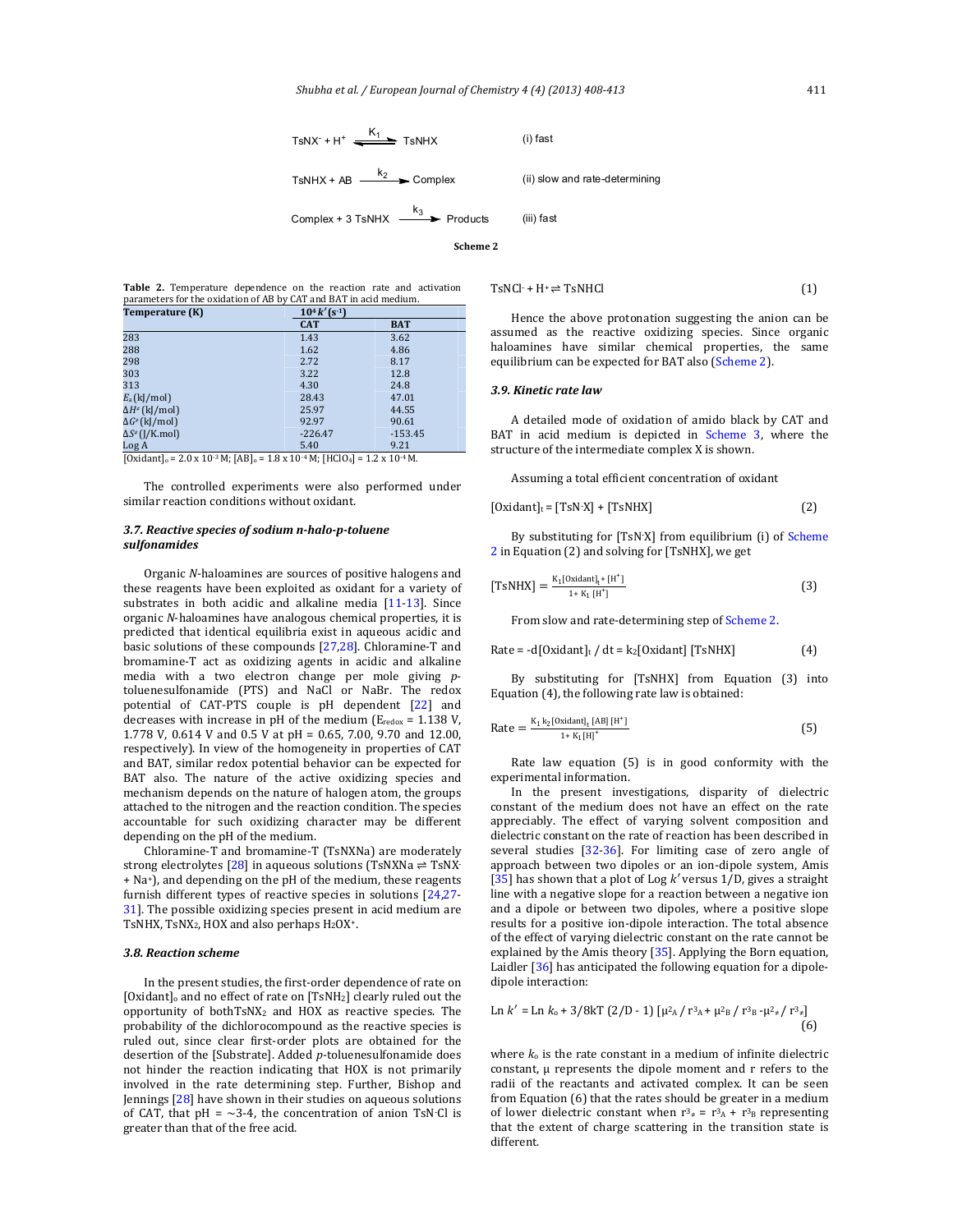$$TsNX^- + H^+ \underset{}{\overset{K_1}{\rightleftharpoons}} TsNHX \qquad \text{(i) fast}$$

$$TsNHX + AB \xrightarrow{k_2} \text{Complex} \qquad \text{(ii) slow and rate-determining}$$

$$\text{Complex} + 3\,TsNHX \xrightarrow{k_3} \text{Products} \qquad \text{(iii) fast}$$

**Scheme 2**

**Table 2.** Temperature dependence on the reaction rate and activation parameters for the oxidation of AB by CAT and BAT in acid medium.

| Temperature (K) | $10^4 k'$ ($s^{-1}$) | |
|---|---|---|
| | CAT | BAT |
| 283 | 1.43 | 3.62 |
| 288 | 1.62 | 4.86 |
| 298 | 2.72 | 8.17 |
| 303 | 3.22 | 12.8 |
| 313 | 4.30 | 24.8 |
| $E_a$ (kJ/mol) | 28.43 | 47.01 |
| $\Delta H^{\neq}$ (kJ/mol) | 25.97 | 44.55 |
| $\Delta G^{\neq}$ (kJ/mol) | 92.97 | 90.61 |
| $\Delta S^{\neq}$ (J/K.mol) | -226.47 | -153.45 |
| Log A | 5.40 | 9.21 |

$[\text{Oxidant}]_o = 2.0 \times 10^{-3}$ M; $[AB]_o = 1.8 \times 10^{-4}$ M; $[HClO_4] = 1.2 \times 10^{-4}$ M.

The controlled experiments were also performed under similar reaction conditions without oxidant.

### 3.7. Reactive species of sodium n-halo-p-toluene sulfonamides

Organic *N*-haloamines are sources of positive halogens and these reagents have been exploited as oxidant for a variety of substrates in both acidic and alkaline media [11-13]. Since organic *N*-haloamines have analogous chemical properties, it is predicted that identical equilibria exist in aqueous acidic and basic solutions of these compounds [27,28]. Chloramine-T and bromamine-T act as oxidizing agents in acidic and alkaline media with a two electron change per mole giving *p*-toluenesulfonamide (PTS) and NaCl or NaBr. The redox potential of CAT-PTS couple is pH dependent [22] and decreases with increase in pH of the medium ($E_{redox}$ = 1.138 V, 1.778 V, 0.614 V and 0.5 V at pH = 0.65, 7.00, 9.70 and 12.00, respectively). In view of the homogeneity in properties of CAT and BAT, similar redox potential behavior can be expected for BAT also. The nature of the active oxidizing species and mechanism depends on the nature of halogen atom, the groups attached to the nitrogen and the reaction condition. The species accountable for such oxidizing character may be different depending on the pH of the medium.

Chloramine-T and bromamine-T (TsNXNa) are moderately strong electrolytes [28] in aqueous solutions ($TsNXNa \rightleftharpoons TsNX^- + Na^+$), and depending on the pH of the medium, these reagents furnish different types of reactive species in solutions [24,27-31]. The possible oxidizing species present in acid medium are TsNHX, $TsNX_2$, HOX and also perhaps $H_2OX^+$.

### 3.8. Reaction scheme

In the present studies, the first-order dependence of rate on $[\text{Oxidant}]_o$ and no effect of rate on $[TsNH_2]$ clearly ruled out the opportunity of both$TsNX_2$ and HOX as reactive species. The probability of the dichlorocompound as the reactive species is ruled out, since clear first-order plots are obtained for the desertion of the [Substrate]. Added *p*-toluenesulfonamide does not hinder the reaction indicating that HOX is not primarily involved in the rate determining step. Further, Bishop and Jennings [28] have shown in their studies on aqueous solutions of CAT, that pH = ~3-4, the concentration of anion $TsN^-Cl$ is greater than that of the free acid.

$$TsNCl^- + H^+ \rightleftharpoons TsNHCl \qquad (1)$$

Hence the above protonation suggesting the anion can be assumed as the reactive oxidizing species. Since organic haloamines have similar chemical properties, the same equilibrium can be expected for BAT also (Scheme 2).

### 3.9. Kinetic rate law

A detailed mode of oxidation of amido black by CAT and BAT in acid medium is depicted in Scheme 3, where the structure of the intermediate complex X is shown.

Assuming a total efficient concentration of oxidant

$$[\text{Oxidant}]_t = [TsN^-X] + [TsNHX] \qquad (2)$$

By substituting for $[TsN^-X]$ from equilibrium (i) of Scheme 2 in Equation (2) and solving for [TsNHX], we get

$$[TsNHX] = \frac{K_1[\text{Oxidant}]_t + [H^+]}{1 + K_1\,[H^+]} \qquad (3)$$

From slow and rate-determining step of Scheme 2.

$$\text{Rate} = -d[\text{Oxidant}]_t / dt = k_2[\text{Oxidant}]\,[TsNHX] \qquad (4)$$

By substituting for [TsNHX] from Equation (3) into Equation (4), the following rate law is obtained:

$$\text{Rate} = \frac{K_1\,k_2\,[\text{Oxidant}]_t\,[AB]\,[H^+]}{1 + K_1\,[H]^+} \qquad (5)$$

Rate law equation (5) is in good conformity with the experimental information.

In the present investigations, disparity of dielectric constant of the medium does not have an effect on the rate appreciably. The effect of varying solvent composition and dielectric constant on the rate of reaction has been described in several studies [32-36]. For limiting case of zero angle of approach between two dipoles or an ion-dipole system, Amis [35] has shown that a plot of Log $k'$ versus 1/D, gives a straight line with a negative slope for a reaction between a negative ion and a dipole or between two dipoles, where a positive slope results for a positive ion-dipole interaction. The total absence of the effect of varying dielectric constant on the rate cannot be explained by the Amis theory [35]. Applying the Born equation, Laidler [36] has anticipated the following equation for a dipole-dipole interaction:

$$\text{Ln } k' = \text{Ln } k_o + 3/8kT\,(2/D - 1)\,[\mu^2_A / r^3_A + \mu^2_B / r^3_B - \mu^2_{\neq} / r^3_{\neq}] \qquad (6)$$

where $k_o$ is the rate constant in a medium of infinite dielectric constant, μ represents the dipole moment and r refers to the radii of the reactants and activated complex. It can be seen from Equation (6) that the rates should be greater in a medium of lower dielectric constant when $r^3_{\neq} = r^3_A + r^3_B$ representing that the extent of charge scattering in the transition state is different.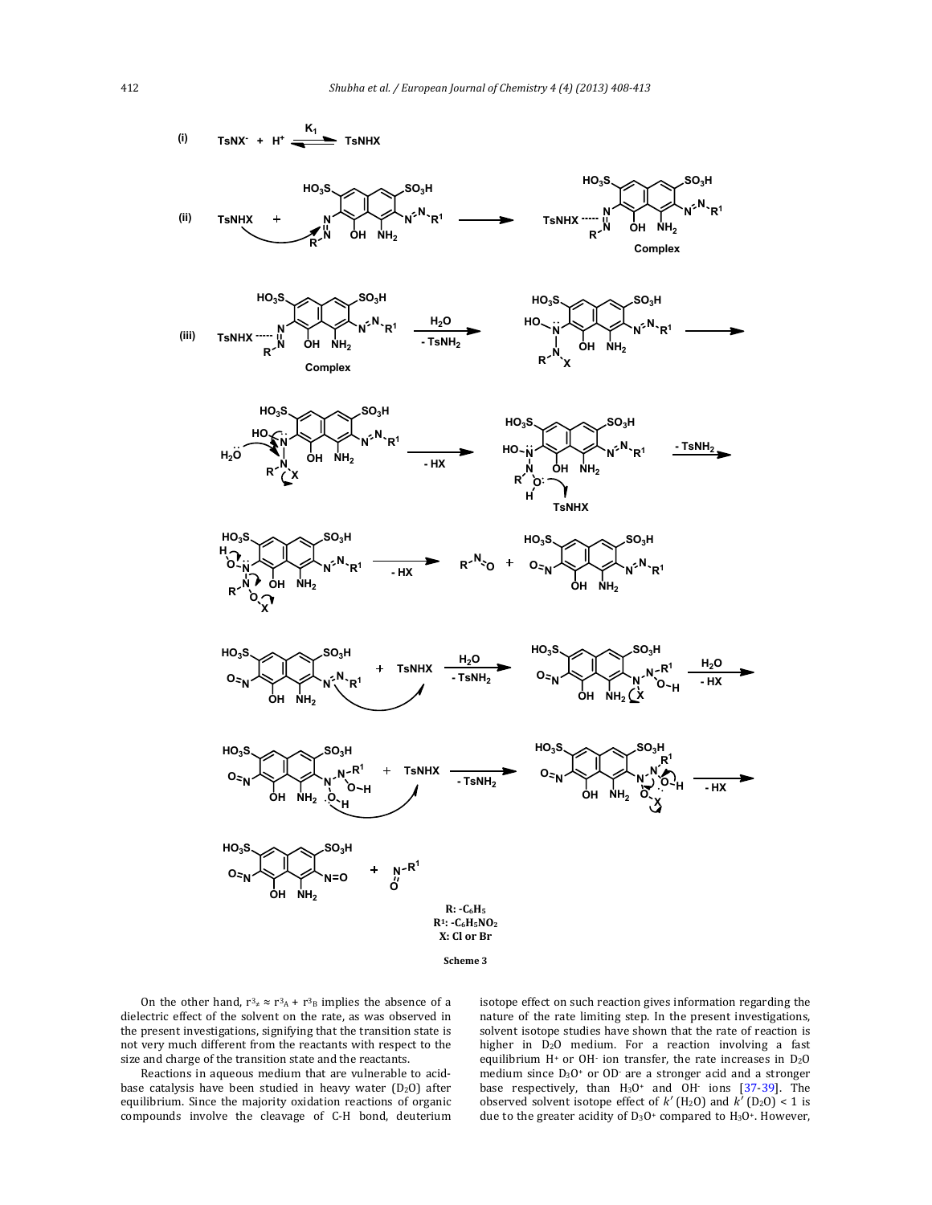R: $-C_6H_5$
$R^1$: $-C_6H_5NO_2$
X: Cl or Br

**Scheme 3**

On the other hand, $r^3_{\neq} \approx r^3_A + r^3_B$ implies the absence of a dielectric effect of the solvent on the rate, as was observed in the present investigations, signifying that the transition state is not very much different from the reactants with respect to the size and charge of the transition state and the reactants.

Reactions in aqueous medium that are vulnerable to acid-base catalysis have been studied in heavy water ($D_2O$) after equilibrium. Since the majority oxidation reactions of organic compounds involve the cleavage of C-H bond, deuterium isotope effect on such reaction gives information regarding the nature of the rate limiting step. In the present investigations, solvent isotope studies have shown that the rate of reaction is higher in $D_2O$ medium. For a reaction involving a fast equilibrium $H^+$ or $OH^-$ ion transfer, the rate increases in $D_2O$ medium since $D_3O^+$ or $OD^-$ are a stronger acid and a stronger base respectively, than $H_3O^+$ and $OH^-$ ions [37-39]. The observed solvent isotope effect of $k'(H_2O)$ and $k'(D_2O) < 1$ is due to the greater acidity of $D_3O^+$ compared to $H_3O^+$. However,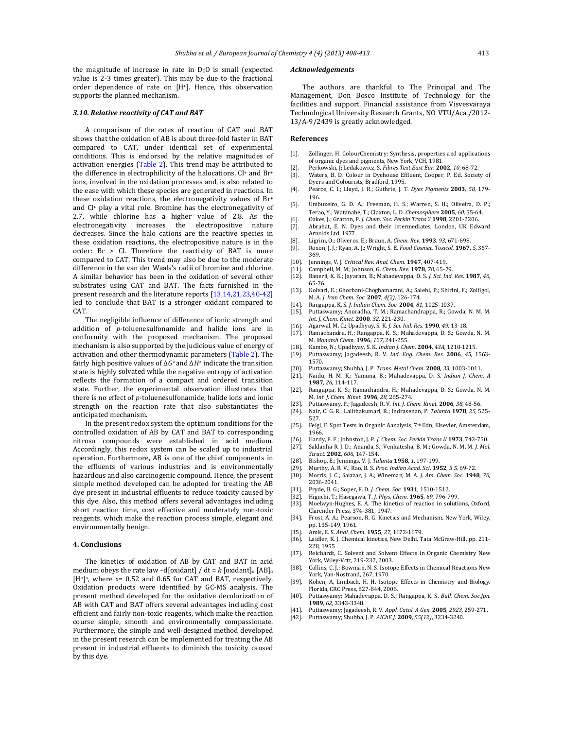the magnitude of increase in rate in $D_2O$ is small (expected value is 2-3 times greater). This may be due to the fractional order dependence of rate on $[H^+]$. Hence, this observation supports the planned mechanism.

### *3.10. Relative reactivity of CAT and BAT*

A comparison of the rates of reaction of CAT and BAT shows that the oxidation of AB is about three-fold faster in BAT compared to CAT, under identical set of experimental conditions. This is endorsed by the relative magnitudes of activation energies (Table 2). This trend may be attributed to the difference in electrophilicity of the halocations, $Cl^+$ and $Br^+$ ions, involved in the oxidation processes and, is also related to the ease with which these species are generated in reactions. In these oxidation reactions, the electronegativity values of $Br^+$ and $Cl^+$ play a vital role. Bromine has the electronegativity of 2.7, while chlorine has a higher value of 2.8. As the electronegativity increases the electropositive nature decreases. Since the halo cations are the reactive species in these oxidation reactions, the electropositive nature is in the order: Br > Cl. Therefore the reactivity of BAT is more compared to CAT. This trend may also be due to the moderate difference in the van der Waals's radii of bromine and chlorine. A similar behavior has been seen in the oxidation of several other substrates using CAT and BAT. The facts furnished in the present research and the literature reports [13,14,21,23,40-42] led to conclude that BAT is a stronger oxidant compared to CAT.

The negligible influence of difference of ionic strength and addition of *p*-toluenesulfonamide and halide ions are in conformity with the proposed mechanism. The proposed mechanism is also supported by the judicious value of energy of activation and other thermodynamic parameters (Table 2). The fairly high positive values of $\Delta G^{\neq}$ and $\Delta H^{\neq}$ indicate the transition state is highly solvated while the negative entropy of activation reflects the formation of a compact and ordered transition state. Further, the experimental observation illustrates that there is no effect of *p*-toluenesulfonamide, halide ions and ionic strength on the reaction rate that also substantiates the anticipated mechanism.

In the present redox system the optimum conditions for the controlled oxidation of AB by CAT and BAT to corresponding nitroso compounds were established in acid medium. Accordingly, this redox system can be scaled up to industrial operation. Furthermore, AB is one of the chief components in the effluents of various industries and is environmentally hazardous and also carcinogenic compound. Hence, the present simple method developed can be adopted for treating the AB dye present in industrial effluents to reduce toxicity caused by this dye. Also, this method offers several advantages including short reaction time, cost effective and moderately non-toxic reagents, which make the reaction process simple, elegant and environmentally benign.

## 4. Conclusions

The kinetics of oxidation of AB by CAT and BAT in acid medium obeys the rate law $-d[\text{oxidant}] / dt = k\,[\text{oxidant}]_o\,[AB]_o\,[H^+]^x$, where x= 0.52 and 0.65 for CAT and BAT, respectively. Oxidation products were identified by GC-MS analysis. The present method developed for the oxidative decolorization of AB with CAT and BAT offers several advantages including cost efficient and fairly non-toxic reagents, which make the reaction course simple, smooth and environmentally compassionate. Furthermore, the simple and well-designed method developed in the present research can be implemented for treating the AB present in industrial effluents to diminish the toxicity caused by this dye.

### *Acknowledgements*

The authors are thankful to The Principal and The Management, Don Bosco Institute of Technology for the facilities and support. Financial assistance from Visvesvaraya Technological University Research Grants, NO VTU/Aca./2012-13/A-9/2439 is greatly acknowledged.

### References

[1]. Zollinger, H. ColourChemistry: Synthesis, properties and applications of organic dyes and pigments, New York, VCH, 1981
[2]. Perkowski, J; Ledakowicz, S. *Fibres Text East Eur.* **2002,** *10*, 68-72.
[3]. Waters, B. D. Colour in Dyehouse Effluent, Cooper, P. Ed. Society of Dyers and Colourists, Bradford, 1995.
[4]. Pearce, C. I.; Lloyd, J. R.; Guthrie, J. T. *Dyes Pigments* **2003**, *58*, 179-196.
[5]. Umbuzeiro, G. D. A.; Freeman, H. S.; Warren, S. H.; Oliveira, D. P.; Terao, Y.; Watanabe, T.; Claxton, L. D. *Chemosphere* **2005**, *60*, 55-64.
[6]. Oakes, J.; Gratton, P. *J. Chem. Soc. Perkin Trans 2* **1998**, 2201-2206.
[7]. Abrahat, E. N. Dyes and their intermediates, London, UK Edward Arnolds Ltd. 1977.
[8]. Ligrini, O.; Oliveros, E.; Braun, A. *Chem. Rev.* **1993**, *93*, 671-698.
[9]. Roxon, J. J.; Ryan, A. J.; Wright, S. E. *Food Cosmet. Toxicol.* **1967,** *5*, 367-369.
[10]. Jennings, V. J. *Critical Rev. Anal. Chem.* **1947**, 407-419.
[11]. Campbell, M. M.; Johnson, G. *Chem. Rev.* **1978**, *78*, 65-79.
[12]. Banerji, K. K.; Jayaram, B.; Mahadevappa, D. S. *J. Sci. Ind. Res.* **1987**, *46*, 65-76.
[13]. Kolvari, E.; Ghorbani-Choghamarani, A.; Salehi, P.; Shirini, F.; Zolfigol, M. A. *J. Iran Chem. Soc.* **2007**, *4(2)*, 126-174.
[14]. Rangappa, K. S. *J. Indian Chem. Soc.* **2004**, *81*, 1025-1037.
[15]. Puttaswamy; Anuradha, T. M.; Ramachandrappa, R.; Gowda, N. M. M. *Int. J. Chem. Kinet.* **2000**, *32*, 221-230.
[16]. Agarwal, M. C.; Upadhyay, S. K. *J. Sci. Ind. Res.* **1990**, *49*, 13-18.
[17]. Ramachandra, H.; Rangappa, K. S.; Mahadevappa, D. S.; Gowda, N. M. M. *Monatsh Chem.* **1996**, *127*, 241-255.
[18]. Kambo, N.; Upadhyay, S. K. *Indian J. Chem.* **2004**, *43A*, 1210-1215.
[19]. Puttaswamy; Jagadeesh, R. V. *Ind. Eng. Chem. Res.* **2006**, *45*, 1563-1570.
[20]. Puttaswamy; Shubha, J. P. *Trans. Metal Chem.* **2008**, *33*, 1003-1011.
[21]. Naidu, H. M. K.; Yamuna, B.; Mahadevappa, D. S. *Indian J. Chem. A* **1987**, *26*, 114-117.
[22]. Rangappa, K. S.; Ramachandra, H.; Mahadevappa, D. S.; Gowda, N. M. M. *Int. J. Chem. Kinet.* **1996**, *28*, 265-274.
[23]. Puttaswamy, P.; Jagadeesh, R. V. *Int. J. Chem. Kinet.* **2006**, *38*, 48-56.
[24]. Nair, C. G. R.; Lalithakumari, R.; Indrasenan, P. *Talanta* **1978**, *25*, 525-527.
[25]. Feigl, F. Spot Tests in Organic Aanalysis, 7th Edn, Elsevier, Amsterdam, 1966.
[26]. Hardy, F. F.; Johnston, J. P. *J. Chem. Soc. Perkin Trans II* **1973**, 742-750.
[27]. Saldanha R. J. D.; Ananda, S.; Venkatesha, B. M.; Gowda, N. M. M. *J. Mol. Struct.* **2002**, *606*, 147-154.
[28]. Bishop, E.; Jennings, V. J. *Talanta* **1958**, *1*, 197-199.
[29]. Murthy, A. R. V.; Rao, B. S. *Proc. Indian Acad. Sci.* **1952**, *3 5*, 69-72.
[30]. Morris, J. C.; Salazar, J. A.; Wineman, M. A. *J. Am. Chem. Soc.* **1948**, *70*, 2036-2041.
[31]. Pryde, B. G.; Soper, F. D. *J. Chem. Soc.* **1931**, 1510-1512.
[32]. Higuchi, T.; Hasegawa, T. *J. Phys. Chem.* **1965**, *69*, 796-799.
[33]. Moelwyn-Hughes, E. A. The kinetics of reaction in solutions, Oxford, Clarender Press, 374-381, 1947.
[34]. Frost, A. A.; Pearson, R. G. Kinetics and Mechanism, New York, Wiley, pp. 135-149, 1961.
[35]. Amis, E. S. *Anal. Chem.* **1955**, *27*, 1672-1679.
[36]. Laidler, K. J. Chemical kinetics, New Delhi, Tata McGraw-Hill, pp. 211-228, 1955
[37]. Reichardt, C. Solvent and Solvent Effects in Organic Chemistry New York, Wiley-Vctt, 219-237, 2003.
[38]. Collins, C. J.; Bowman, N. S. Isotope Effects in Chemical Reactions New York, Van-Nostrand, 267, 1970.
[39]. Kohen, A, Limbach, H. H. Isotope Effects in Chemistry and Biology. Florida, CRC Press, 827-844, 2006.
[40]. Puttaswamy; Mahadevappa, D. S.; Rangappa, K. S. *Bull. Chem. Soc.Jpn.* **1989**, *62*, 3343-3348.
[41]. Puttaswamy; Jagadeesh, R. V. *Appl. Catal. A Gen.* **2005**, *2923*, 259-271.
[42]. Puttaswamy; Shubha, J. P. *AIChE J.* **2009**, *55(12)*, 3234-3240.